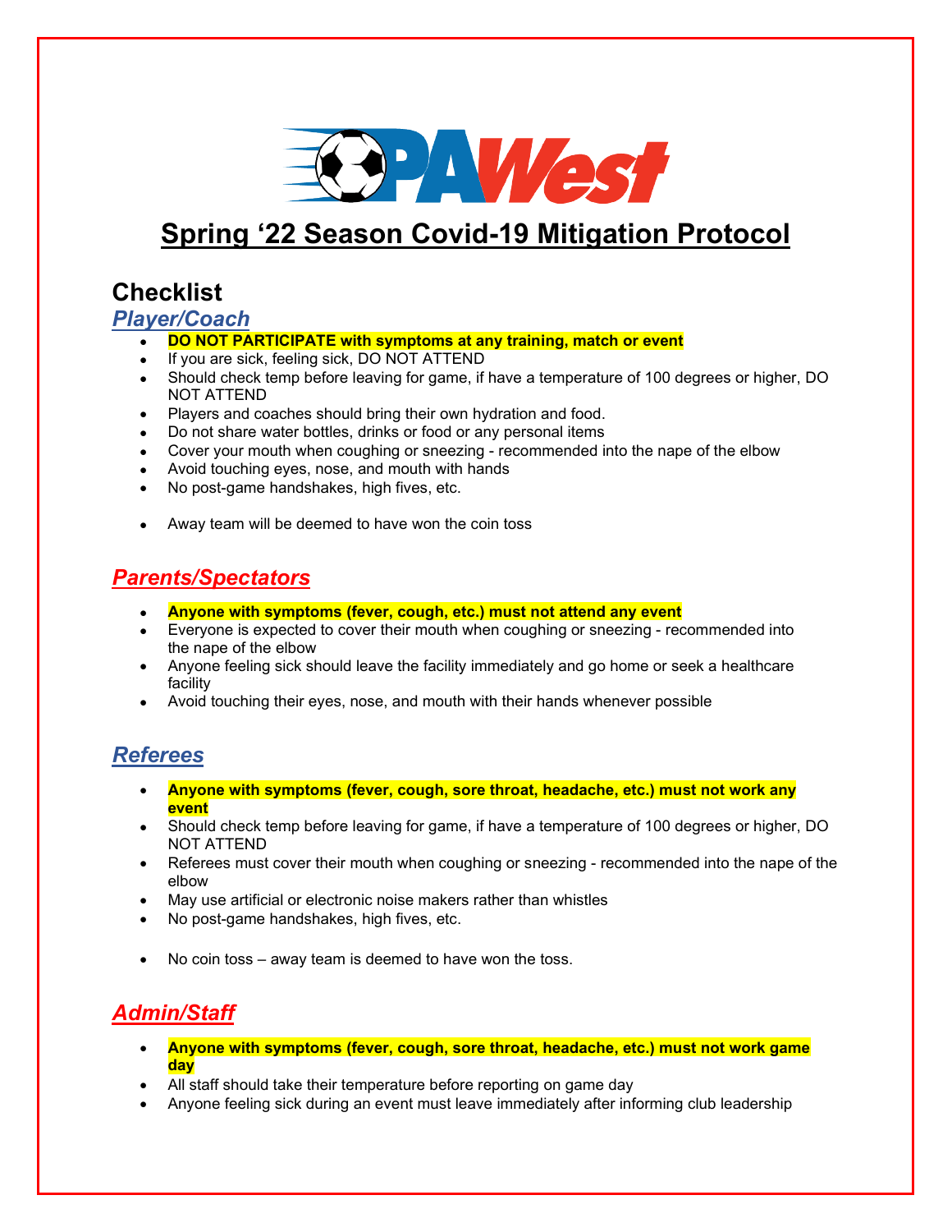PAWest

# Spring '22 Season Covid-19 Mitigation Protocol

## Checklist

### *Player/Coach*

- **DO NOT PARTICIPATE with symptoms at any training, match or event**
- If you are sick, feeling sick, DO NOT ATTEND
- Should check temp before leaving for game, if have a temperature of 100 degrees or higher, DO NOT ATTEND
- Players and coaches should bring their own hydration and food.
- Do not share water bottles, drinks or food or any personal items
- Cover your mouth when coughing or sneezing - recommended into the nape of the elbow
- Avoid touching eyes, nose, and mouth with hands
- No post-game handshakes, high fives, etc.

- Away team will be deemed to have won the coin toss

### *Parents/Spectators*

- **Anyone with symptoms (fever, cough, etc.) must not attend any event**
- Everyone is expected to cover their mouth when coughing or sneezing - recommended into the nape of the elbow
- Anyone feeling sick should leave the facility immediately and go home or seek a healthcare facility
- Avoid touching their eyes, nose, and mouth with their hands whenever possible

### *Referees*

- **Anyone with symptoms (fever, cough, sore throat, headache, etc.) must not work any event**
- Should check temp before leaving for game, if have a temperature of 100 degrees or higher, DO NOT ATTEND
- Referees must cover their mouth when coughing or sneezing - recommended into the nape of the elbow
- May use artificial or electronic noise makers rather than whistles
- No post-game handshakes, high fives, etc.

- No coin toss – away team is deemed to have won the toss.

### *Admin/Staff*

- **Anyone with symptoms (fever, cough, sore throat, headache, etc.) must not work game day**
- All staff should take their temperature before reporting on game day
- Anyone feeling sick during an event must leave immediately after informing club leadership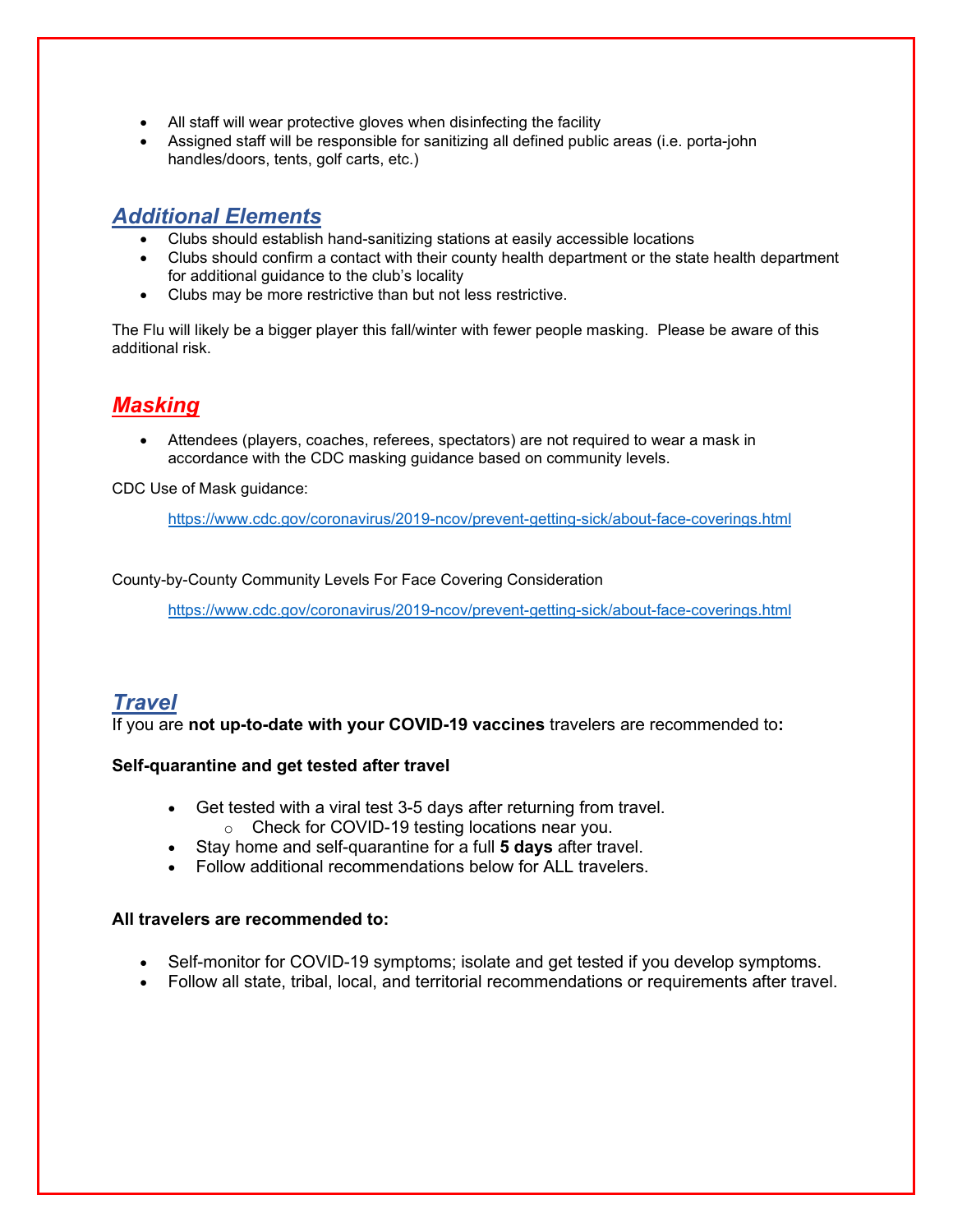- All staff will wear protective gloves when disinfecting the facility
- Assigned staff will be responsible for sanitizing all defined public areas (i.e. porta-john handles/doors, tents, golf carts, etc.)

## *Additional Elements*

- Clubs should establish hand-sanitizing stations at easily accessible locations
- Clubs should confirm a contact with their county health department or the state health department for additional guidance to the club's locality
- Clubs may be more restrictive than but not less restrictive.

The Flu will likely be a bigger player this fall/winter with fewer people masking. Please be aware of this additional risk.

## *Masking*

- Attendees (players, coaches, referees, spectators) are not required to wear a mask in accordance with the CDC masking guidance based on community levels.

CDC Use of Mask guidance:

https://www.cdc.gov/coronavirus/2019-ncov/prevent-getting-sick/about-face-coverings.html

County-by-County Community Levels For Face Covering Consideration

https://www.cdc.gov/coronavirus/2019-ncov/prevent-getting-sick/about-face-coverings.html

## *Travel*

If you are **not up-to-date with your COVID-19 vaccines** travelers are recommended to**:**

**Self-quarantine and get tested after travel**

- Get tested with a viral test 3-5 days after returning from travel.
  - Check for COVID-19 testing locations near you.
- Stay home and self-quarantine for a full **5 days** after travel.
- Follow additional recommendations below for ALL travelers.

**All travelers are recommended to:**

- Self-monitor for COVID-19 symptoms; isolate and get tested if you develop symptoms.
- Follow all state, tribal, local, and territorial recommendations or requirements after travel.